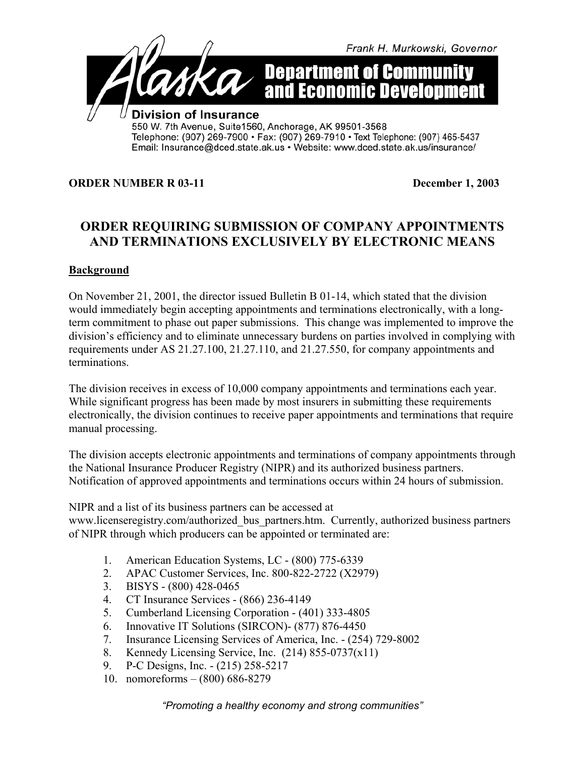Frank H. Murkowski, Governor

**Alaska Department of Community and Economic Development**

**Division of Insurance**
550 W. 7th Avenue, Suite1560, Anchorage, AK 99501-3568
Telephone: (907) 269-7900 • Fax: (907) 269-7910 • Text Telephone: (907) 465-5437
Email: Insurance@dced.state.ak.us • Website: www.dced.state.ak.us/insurance/

**ORDER NUMBER R 03-11** **December 1, 2003**

# ORDER REQUIRING SUBMISSION OF COMPANY APPOINTMENTS AND TERMINATIONS EXCLUSIVELY BY ELECTRONIC MEANS

## Background

On November 21, 2001, the director issued Bulletin B 01-14, which stated that the division would immediately begin accepting appointments and terminations electronically, with a long-term commitment to phase out paper submissions. This change was implemented to improve the division's efficiency and to eliminate unnecessary burdens on parties involved in complying with requirements under AS 21.27.100, 21.27.110, and 21.27.550, for company appointments and terminations.

The division receives in excess of 10,000 company appointments and terminations each year. While significant progress has been made by most insurers in submitting these requirements electronically, the division continues to receive paper appointments and terminations that require manual processing.

The division accepts electronic appointments and terminations of company appointments through the National Insurance Producer Registry (NIPR) and its authorized business partners. Notification of approved appointments and terminations occurs within 24 hours of submission.

NIPR and a list of its business partners can be accessed at www.licenseregistry.com/authorized_bus_partners.htm. Currently, authorized business partners of NIPR through which producers can be appointed or terminated are:

1. American Education Systems, LC - (800) 775-6339
2. APAC Customer Services, Inc. 800-822-2722 (X2979)
3. BISYS - (800) 428-0465
4. CT Insurance Services - (866) 236-4149
5. Cumberland Licensing Corporation - (401) 333-4805
6. Innovative IT Solutions (SIRCON)- (877) 876-4450
7. Insurance Licensing Services of America, Inc. - (254) 729-8002
8. Kennedy Licensing Service, Inc. (214) 855-0737(x11)
9. P-C Designs, Inc. - (215) 258-5217
10. nomoreforms – (800) 686-8279

*"Promoting a healthy economy and strong communities"*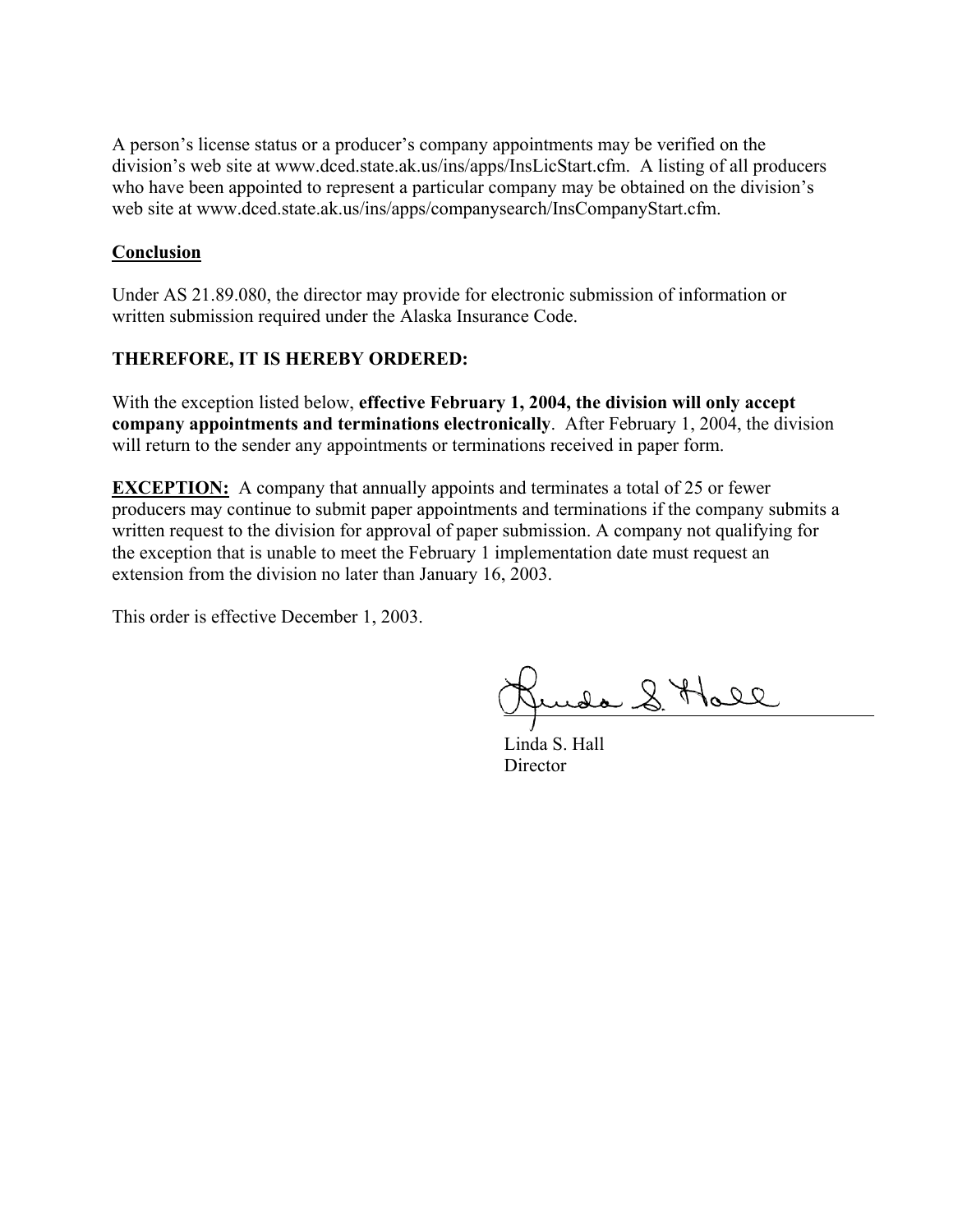A person's license status or a producer's company appointments may be verified on the division's web site at www.dced.state.ak.us/ins/apps/InsLicStart.cfm. A listing of all producers who have been appointed to represent a particular company may be obtained on the division's web site at www.dced.state.ak.us/ins/apps/companysearch/InsCompanyStart.cfm.

## Conclusion

Under AS 21.89.080, the director may provide for electronic submission of information or written submission required under the Alaska Insurance Code.

**THEREFORE, IT IS HEREBY ORDERED:**

With the exception listed below, **effective February 1, 2004, the division will only accept company appointments and terminations electronically**. After February 1, 2004, the division will return to the sender any appointments or terminations received in paper form.

**EXCEPTION:** A company that annually appoints and terminates a total of 25 or fewer producers may continue to submit paper appointments and terminations if the company submits a written request to the division for approval of paper submission. A company not qualifying for the exception that is unable to meet the February 1 implementation date must request an extension from the division no later than January 16, 2003.

This order is effective December 1, 2003.

Linda S. Hall
Director